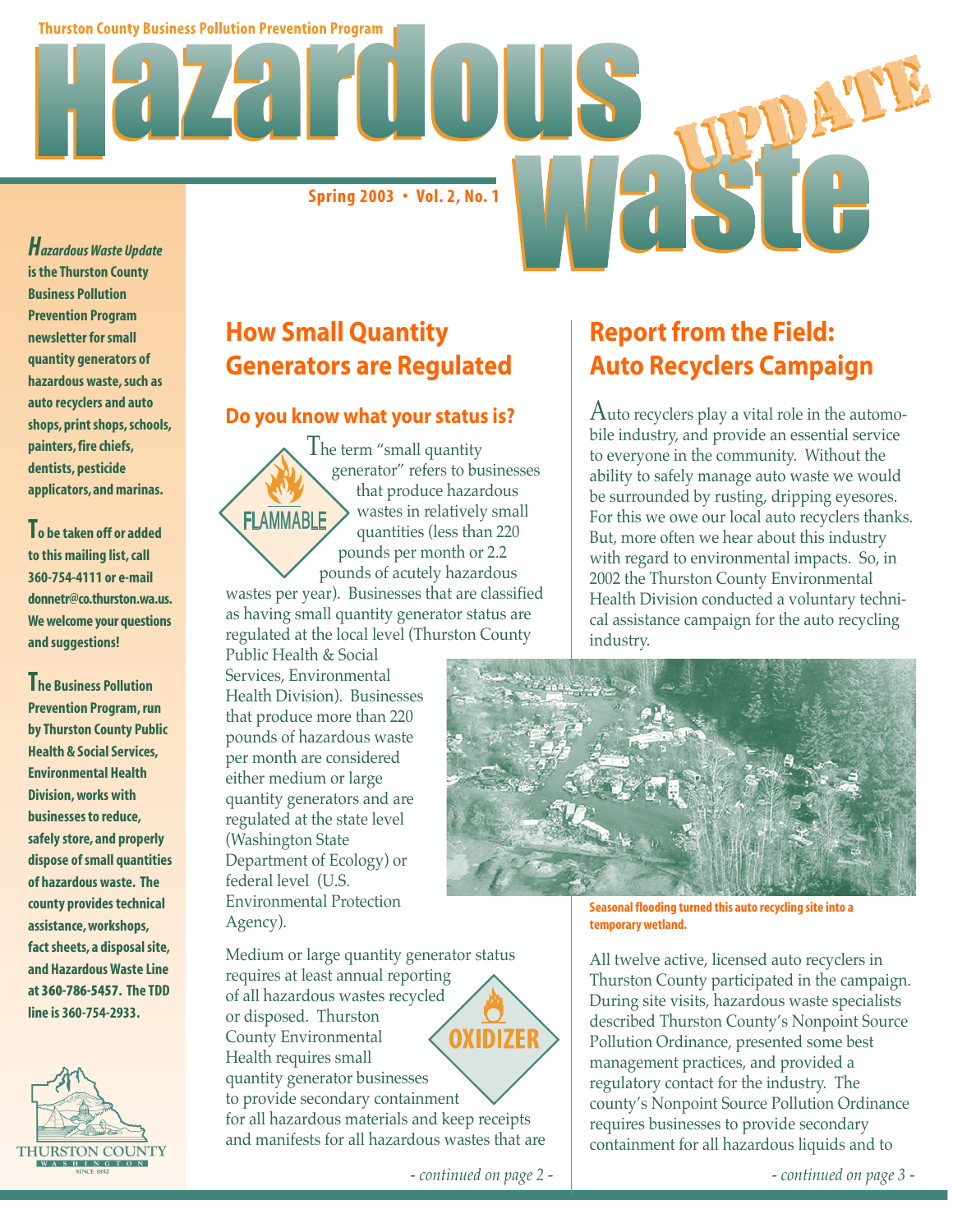Thurston County Business Pollution Prevention Program

# Hazardous Waste UPDATE

Spring 2003 • Vol. 2, No. 1

***Hazardous Waste Update*** **is the Thurston County Business Pollution Prevention Program newsletter for small quantity generators of hazardous waste, such as auto recyclers and auto shops, print shops, schools, painters, fire chiefs, dentists, pesticide applicators, and marinas.**

**To be taken off or added to this mailing list, call 360-754-4111 or e-mail donnetr@co.thurston.wa.us. We welcome your questions and suggestions!**

**The Business Pollution Prevention Program, run by Thurston County Public Health & Social Services, Environmental Health Division, works with businesses to reduce, safely store, and properly dispose of small quantities of hazardous waste. The county provides technical assistance, workshops, fact sheets, a disposal site, and Hazardous Waste Line at 360-786-5457. The TDD line is 360-754-2933.**

## How Small Quantity Generators are Regulated

### Do you know what your status is?

The term "small quantity generator" refers to businesses that produce hazardous wastes in relatively small quantities (less than 220 pounds per month or 2.2 pounds of acutely hazardous wastes per year). Businesses that are classified as having small quantity generator status are regulated at the local level (Thurston County Public Health & Social Services, Environmental Health Division). Businesses that produce more than 220 pounds of hazardous waste per month are considered either medium or large quantity generators and are regulated at the state level (Washington State Department of Ecology) or federal level (U.S. Environmental Protection Agency).

Medium or large quantity generator status requires at least annual reporting of all hazardous wastes recycled or disposed. Thurston County Environmental Health requires small quantity generator businesses to provide secondary containment for all hazardous materials and keep receipts and manifests for all hazardous wastes that are

*- continued on page 2 -*

## Report from the Field: Auto Recyclers Campaign

Auto recyclers play a vital role in the automobile industry, and provide an essential service to everyone in the community. Without the ability to safely manage auto waste we would be surrounded by rusting, dripping eyesores. For this we owe our local auto recyclers thanks. But, more often we hear about this industry with regard to environmental impacts. So, in 2002 the Thurston County Environmental Health Division conducted a voluntary technical assistance campaign for the auto recycling industry.

**Seasonal flooding turned this auto recycling site into a temporary wetland.**

All twelve active, licensed auto recyclers in Thurston County participated in the campaign. During site visits, hazardous waste specialists described Thurston County's Nonpoint Source Pollution Ordinance, presented some best management practices, and provided a regulatory contact for the industry. The county's Nonpoint Source Pollution Ordinance requires businesses to provide secondary containment for all hazardous liquids and to

*- continued on page 3 -*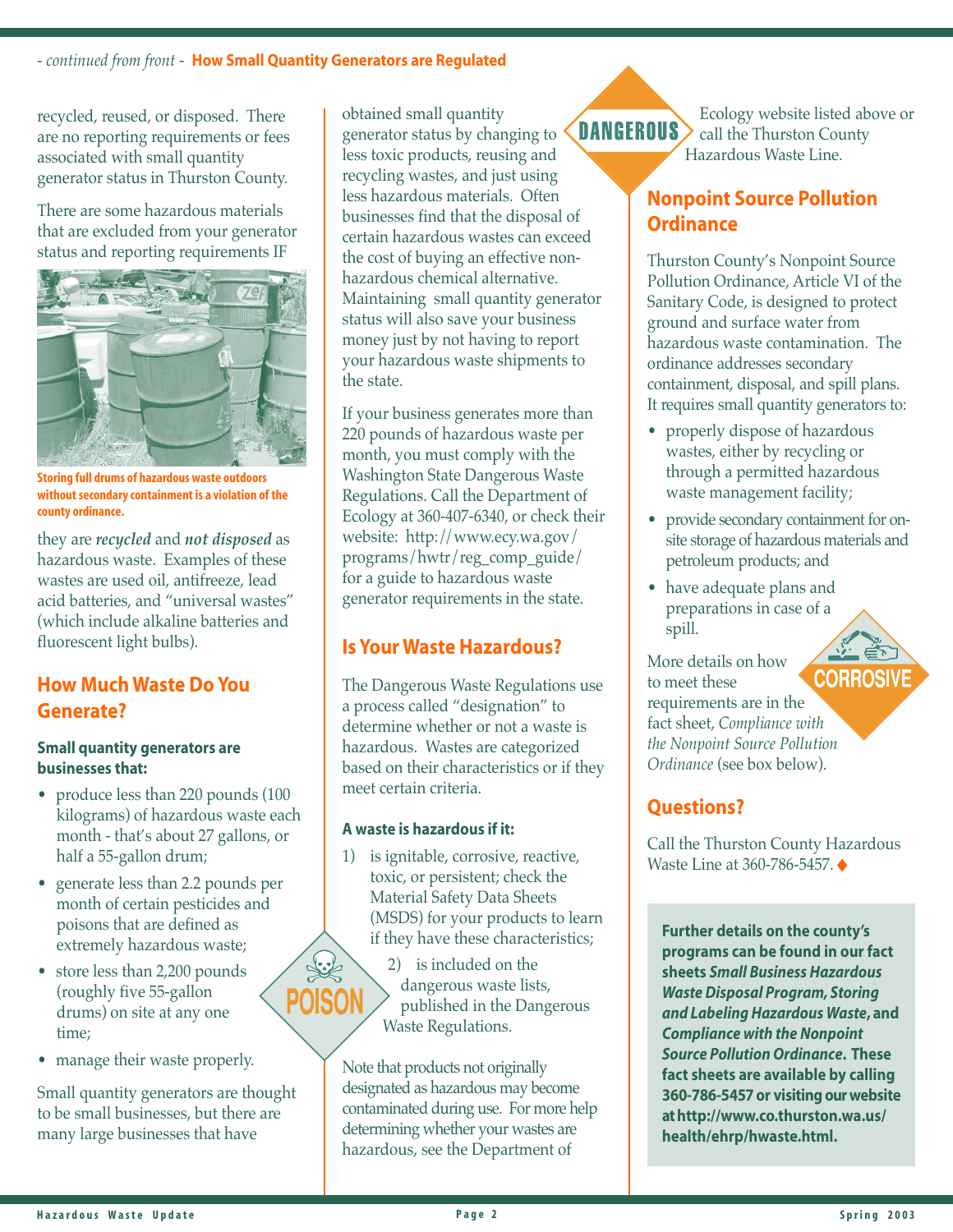- *continued from front* - **How Small Quantity Generators are Regulated**

recycled, reused, or disposed. There are no reporting requirements or fees associated with small quantity generator status in Thurston County.

There are some hazardous materials that are excluded from your generator status and reporting requirements IF they are ***recycled*** and ***not disposed*** as hazardous waste. Examples of these wastes are used oil, antifreeze, lead acid batteries, and "universal wastes" (which include alkaline batteries and fluorescent light bulbs).

**Storing full drums of hazardous waste outdoors without secondary containment is a violation of the county ordinance.**

## How Much Waste Do You Generate?

**Small quantity generators are businesses that:**

- produce less than 220 pounds (100 kilograms) of hazardous waste each month - that's about 27 gallons, or half a 55-gallon drum;
- generate less than 2.2 pounds per month of certain pesticides and poisons that are defined as extremely hazardous waste;
- store less than 2,200 pounds (roughly five 55-gallon drums) on site at any one time;
- manage their waste properly.

Small quantity generators are thought to be small businesses, but there are many large businesses that have obtained small quantity generator status by changing to less toxic products, reusing and recycling wastes, and just using less hazardous materials. Often businesses find that the disposal of certain hazardous wastes can exceed the cost of buying an effective non-hazardous chemical alternative. Maintaining small quantity generator status will also save your business money just by not having to report your hazardous waste shipments to the state.

If your business generates more than 220 pounds of hazardous waste per month, you must comply with the Washington State Dangerous Waste Regulations. Call the Department of Ecology at 360-407-6340, or check their website: http://www.ecy.wa.gov/programs/hwtr/reg_comp_guide/ for a guide to hazardous waste generator requirements in the state.

## Is Your Waste Hazardous?

The Dangerous Waste Regulations use a process called "designation" to determine whether or not a waste is hazardous. Wastes are categorized based on their characteristics or if they meet certain criteria.

**A waste is hazardous if it:**

1) is ignitable, corrosive, reactive, toxic, or persistent; check the Material Safety Data Sheets (MSDS) for your products to learn if they have these characteristics;

2) is included on the dangerous waste lists, published in the Dangerous Waste Regulations.

Note that products not originally designated as hazardous may become contaminated during use. For more help determining whether your wastes are hazardous, see the Department of Ecology website listed above or call the Thurston County Hazardous Waste Line.

## Nonpoint Source Pollution Ordinance

Thurston County's Nonpoint Source Pollution Ordinance, Article VI of the Sanitary Code, is designed to protect ground and surface water from hazardous waste contamination. The ordinance addresses secondary containment, disposal, and spill plans. It requires small quantity generators to:

- properly dispose of hazardous wastes, either by recycling or through a permitted hazardous waste management facility;
- provide secondary containment for on-site storage of hazardous materials and petroleum products; and
- have adequate plans and preparations in case of a spill.

More details on how to meet these requirements are in the fact sheet, *Compliance with the Nonpoint Source Pollution Ordinance* (see box below).

## Questions?

Call the Thurston County Hazardous Waste Line at 360-786-5457. ♦

**Further details on the county's programs can be found in our fact sheets *Small Business Hazardous Waste Disposal Program, Storing and Labeling Hazardous Waste*, and *Compliance with the Nonpoint Source Pollution Ordinance*. These fact sheets are available by calling 360-786-5457 or visiting our website at http://www.co.thurston.wa.us/health/ehrp/hwaste.html.**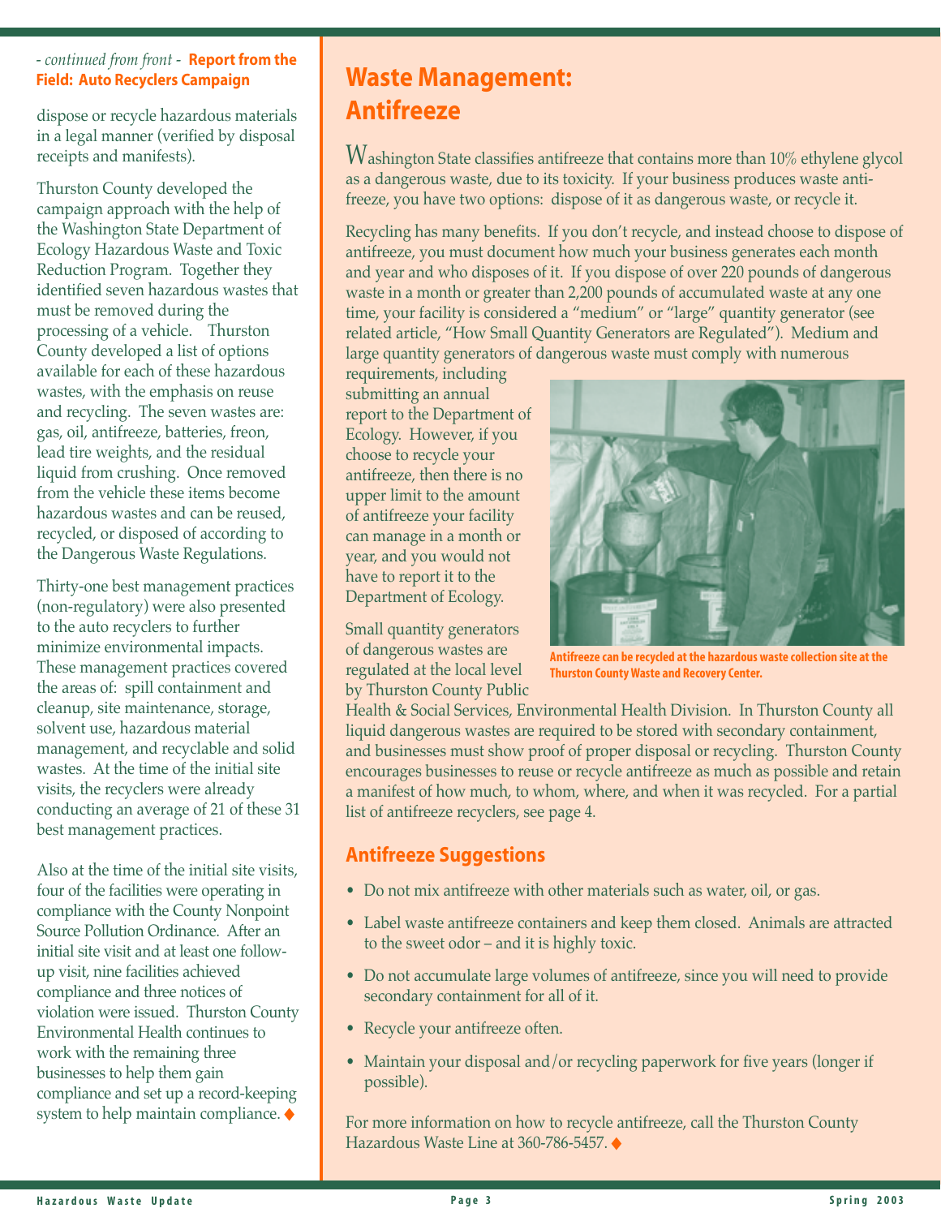*- continued from front -* **Report from the Field: Auto Recyclers Campaign**

dispose or recycle hazardous materials in a legal manner (verified by disposal receipts and manifests).

Thurston County developed the campaign approach with the help of the Washington State Department of Ecology Hazardous Waste and Toxic Reduction Program. Together they identified seven hazardous wastes that must be removed during the processing of a vehicle. Thurston County developed a list of options available for each of these hazardous wastes, with the emphasis on reuse and recycling. The seven wastes are: gas, oil, antifreeze, batteries, freon, lead tire weights, and the residual liquid from crushing. Once removed from the vehicle these items become hazardous wastes and can be reused, recycled, or disposed of according to the Dangerous Waste Regulations.

Thirty-one best management practices (non-regulatory) were also presented to the auto recyclers to further minimize environmental impacts. These management practices covered the areas of: spill containment and cleanup, site maintenance, storage, solvent use, hazardous material management, and recyclable and solid wastes. At the time of the initial site visits, the recyclers were already conducting an average of 21 of these 31 best management practices.

Also at the time of the initial site visits, four of the facilities were operating in compliance with the County Nonpoint Source Pollution Ordinance. After an initial site visit and at least one follow-up visit, nine facilities achieved compliance and three notices of violation were issued. Thurston County Environmental Health continues to work with the remaining three businesses to help them gain compliance and set up a record-keeping system to help maintain compliance. ♦

# Waste Management: Antifreeze

Washington State classifies antifreeze that contains more than 10% ethylene glycol as a dangerous waste, due to its toxicity. If your business produces waste antifreeze, you have two options: dispose of it as dangerous waste, or recycle it.

Recycling has many benefits. If you don't recycle, and instead choose to dispose of antifreeze, you must document how much your business generates each month and year and who disposes of it. If you dispose of over 220 pounds of dangerous waste in a month or greater than 2,200 pounds of accumulated waste at any one time, your facility is considered a "medium" or "large" quantity generator (see related article, "How Small Quantity Generators are Regulated"). Medium and large quantity generators of dangerous waste must comply with numerous requirements, including submitting an annual report to the Department of Ecology. However, if you choose to recycle your antifreeze, then there is no upper limit to the amount of antifreeze your facility can manage in a month or year, and you would not have to report it to the Department of Ecology.

**Antifreeze can be recycled at the hazardous waste collection site at the Thurston County Waste and Recovery Center.**

Small quantity generators of dangerous wastes are regulated at the local level by Thurston County Public Health & Social Services, Environmental Health Division. In Thurston County all liquid dangerous wastes are required to be stored with secondary containment, and businesses must show proof of proper disposal or recycling. Thurston County encourages businesses to reuse or recycle antifreeze as much as possible and retain a manifest of how much, to whom, where, and when it was recycled. For a partial list of antifreeze recyclers, see page 4.

## Antifreeze Suggestions

- Do not mix antifreeze with other materials such as water, oil, or gas.
- Label waste antifreeze containers and keep them closed. Animals are attracted to the sweet odor – and it is highly toxic.
- Do not accumulate large volumes of antifreeze, since you will need to provide secondary containment for all of it.
- Recycle your antifreeze often.
- Maintain your disposal and/or recycling paperwork for five years (longer if possible).

For more information on how to recycle antifreeze, call the Thurston County Hazardous Waste Line at 360-786-5457. ♦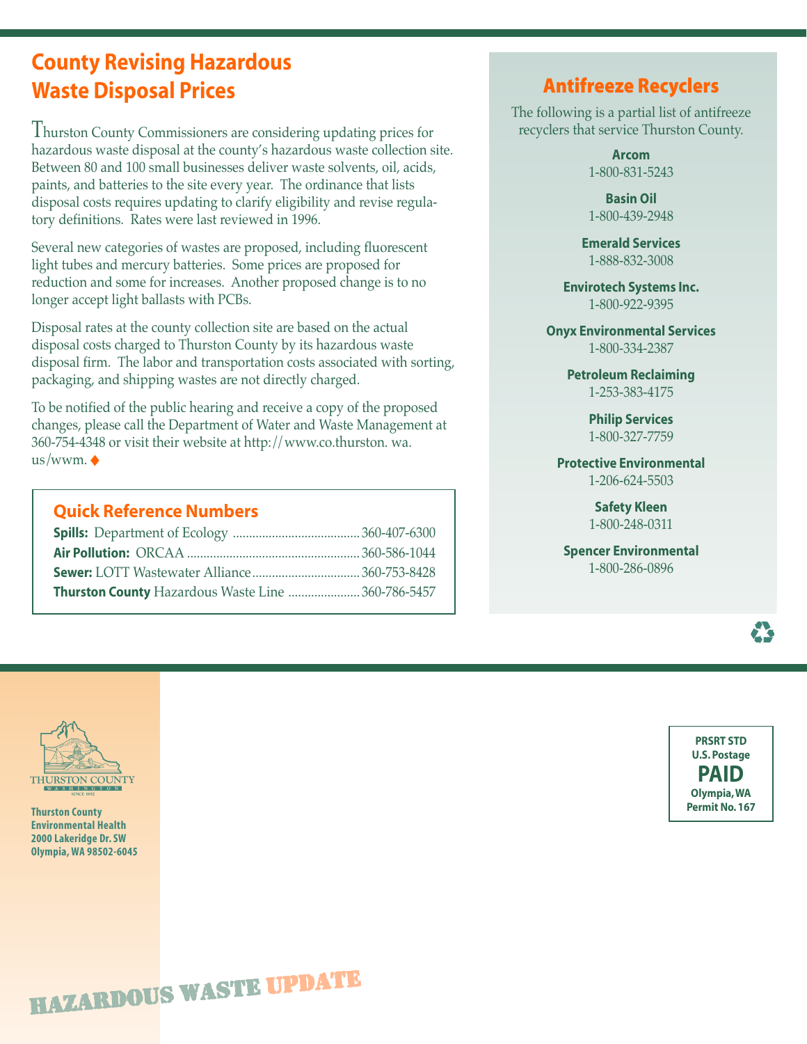## County Revising Hazardous Waste Disposal Prices

Thurston County Commissioners are considering updating prices for hazardous waste disposal at the county's hazardous waste collection site. Between 80 and 100 small businesses deliver waste solvents, oil, acids, paints, and batteries to the site every year. The ordinance that lists disposal costs requires updating to clarify eligibility and revise regulatory definitions. Rates were last reviewed in 1996.

Several new categories of wastes are proposed, including fluorescent light tubes and mercury batteries. Some prices are proposed for reduction and some for increases. Another proposed change is to no longer accept light ballasts with PCBs.

Disposal rates at the county collection site are based on the actual disposal costs charged to Thurston County by its hazardous waste disposal firm. The labor and transportation costs associated with sorting, packaging, and shipping wastes are not directly charged.

To be notified of the public hearing and receive a copy of the proposed changes, please call the Department of Water and Waste Management at 360-754-4348 or visit their website at http://www.co.thurston.wa.us/wwm. ♦

### Quick Reference Numbers

**Spills:** Department of Ecology ............ 360-407-6300
**Air Pollution:** ORCAA ............ 360-586-1044
**Sewer:** LOTT Wastewater Alliance ............ 360-753-8428
**Thurston County** Hazardous Waste Line ............ 360-786-5457

## Antifreeze Recyclers

The following is a partial list of antifreeze recyclers that service Thurston County.

**Arcom**
1-800-831-5243

**Basin Oil**
1-800-439-2948

**Emerald Services**
1-888-832-3008

**Envirotech Systems Inc.**
1-800-922-9395

**Onyx Environmental Services**
1-800-334-2387

**Petroleum Reclaiming**
1-253-383-4175

**Philip Services**
1-800-327-7759

**Protective Environmental**
1-206-624-5503

**Safety Kleen**
1-800-248-0311

**Spencer Environmental**
1-800-286-0896

THURSTON COUNTY
WASHINGTON
SINCE 1852

**Thurston County**
**Environmental Health**
**2000 Lakeridge Dr. SW**
**Olympia, WA 98502-6045**

PRSRT STD
U.S. Postage
**PAID**
Olympia, WA
Permit No. 167

HAZARDOUS WASTE UPDATE